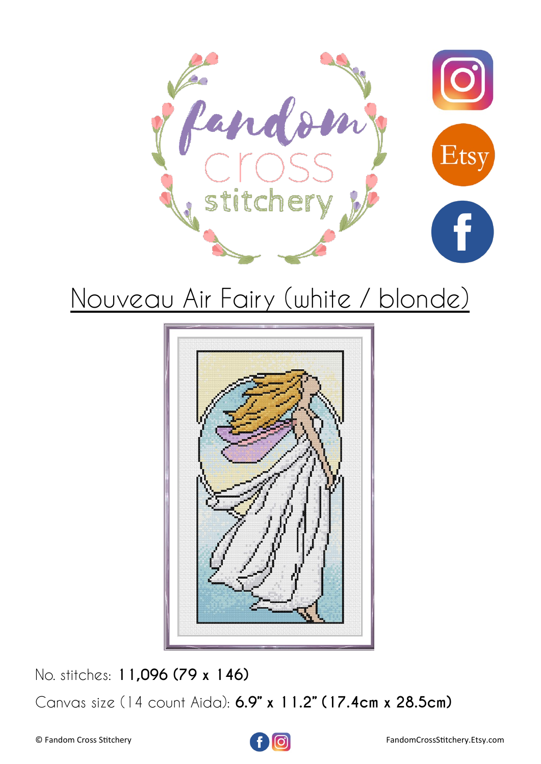# Nouveau Air Fairy (white / blonde)

No. stitches: **11,096 (79 x 146)**

Canvas size (14 count Aida): **6.9" x 11.2" (17.4cm x 28.5cm)**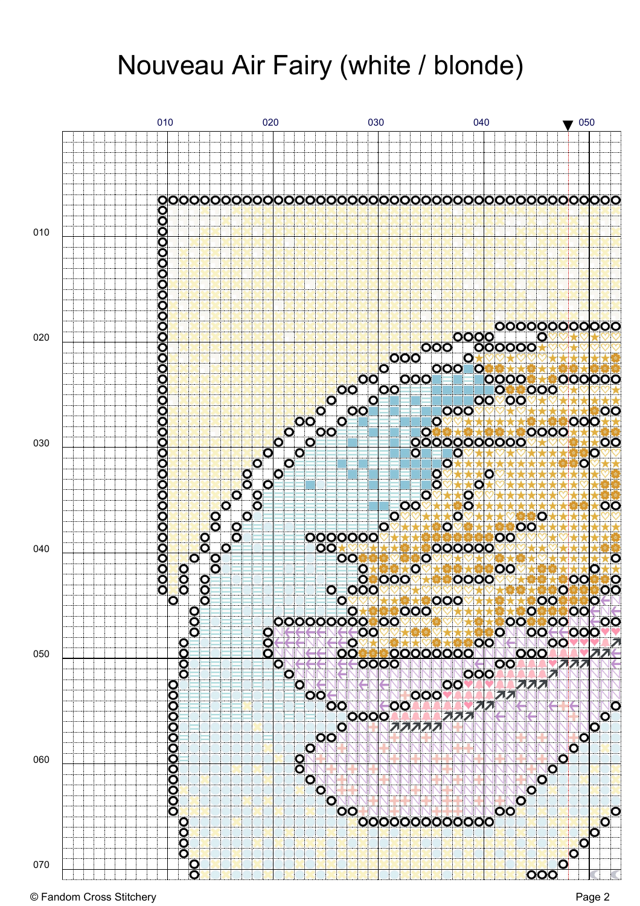# Nouveau Air Fairy (white / blonde)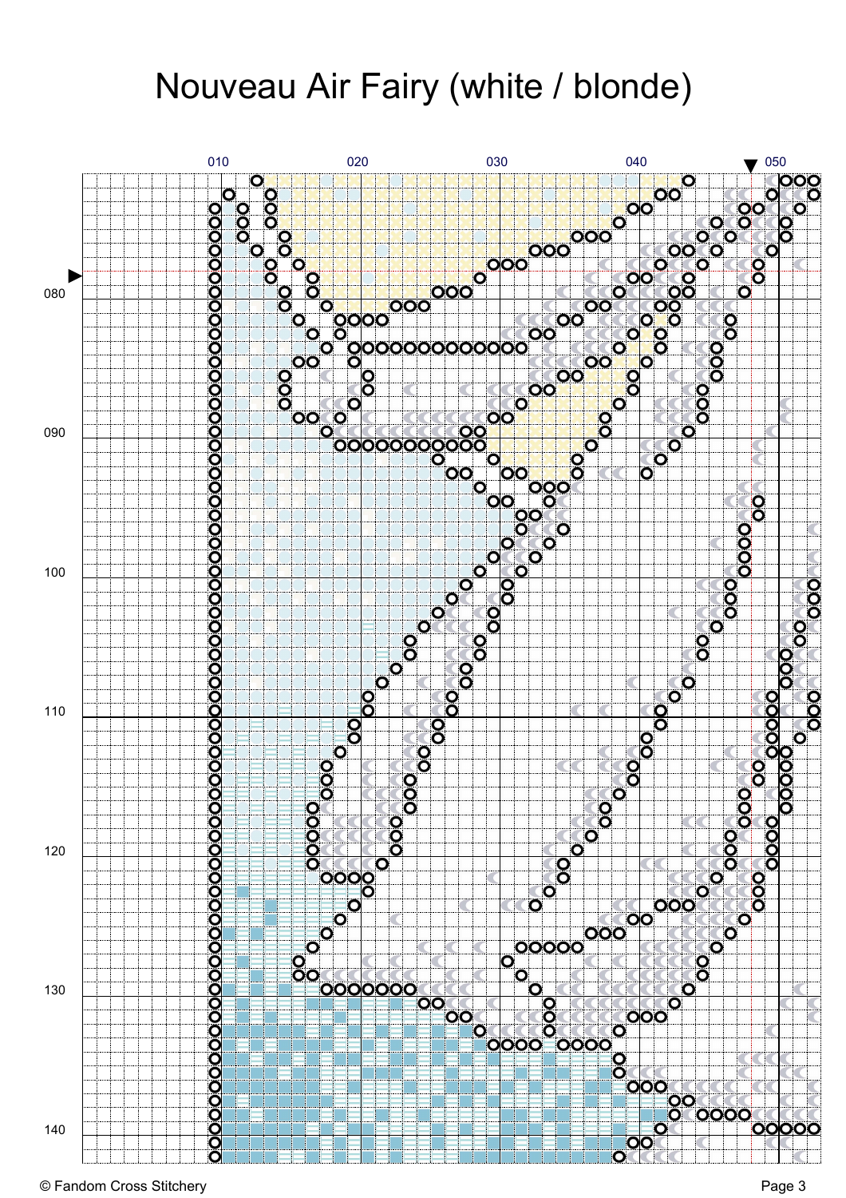# Nouveau Air Fairy (white / blonde)

010 020 030 040 050

080

090

100

110

120

130

140

© Fandom Cross Stitchery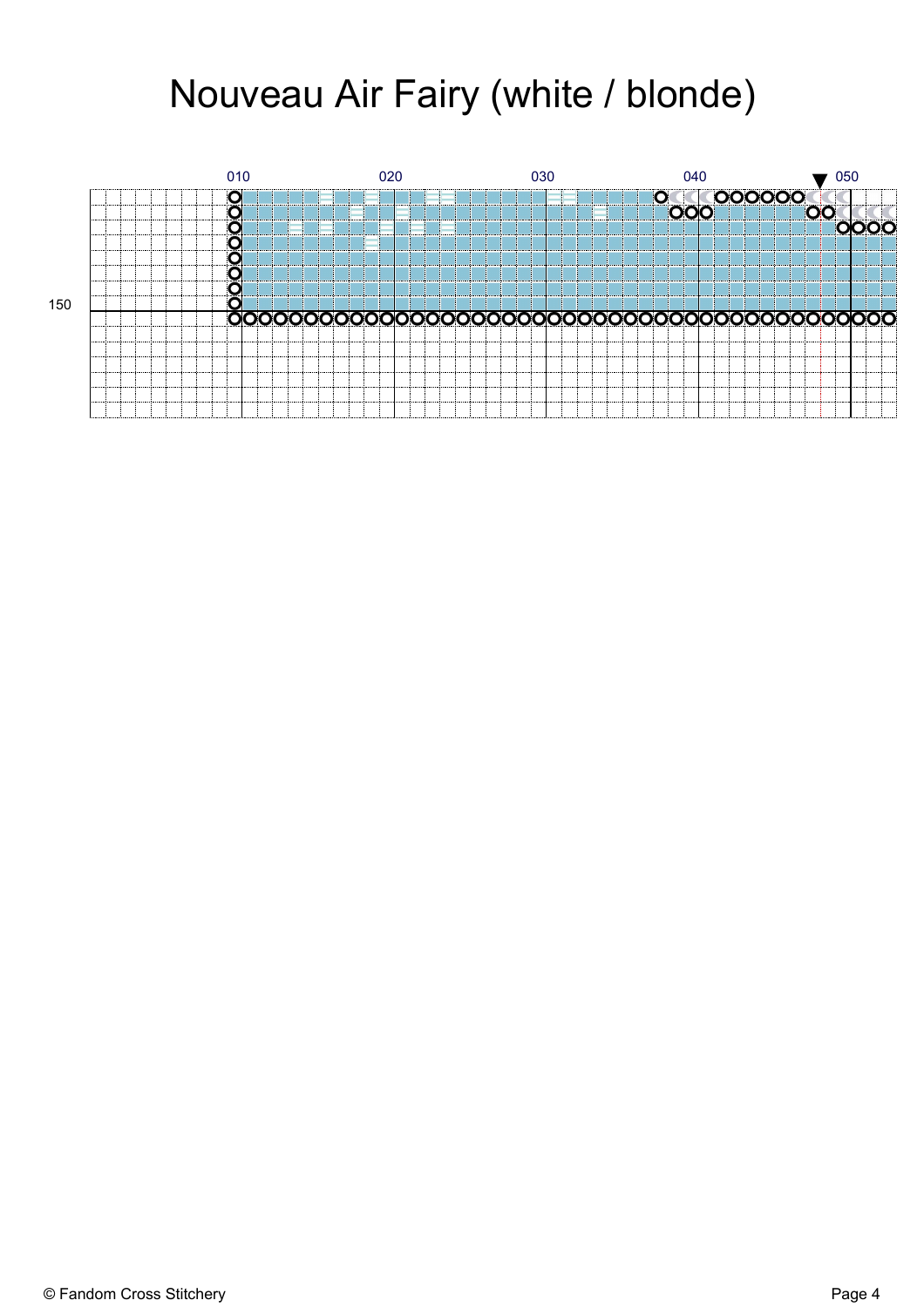# Nouveau Air Fairy (white / blonde)

010 020 030 040 050

150

© Fandom Cross Stitchery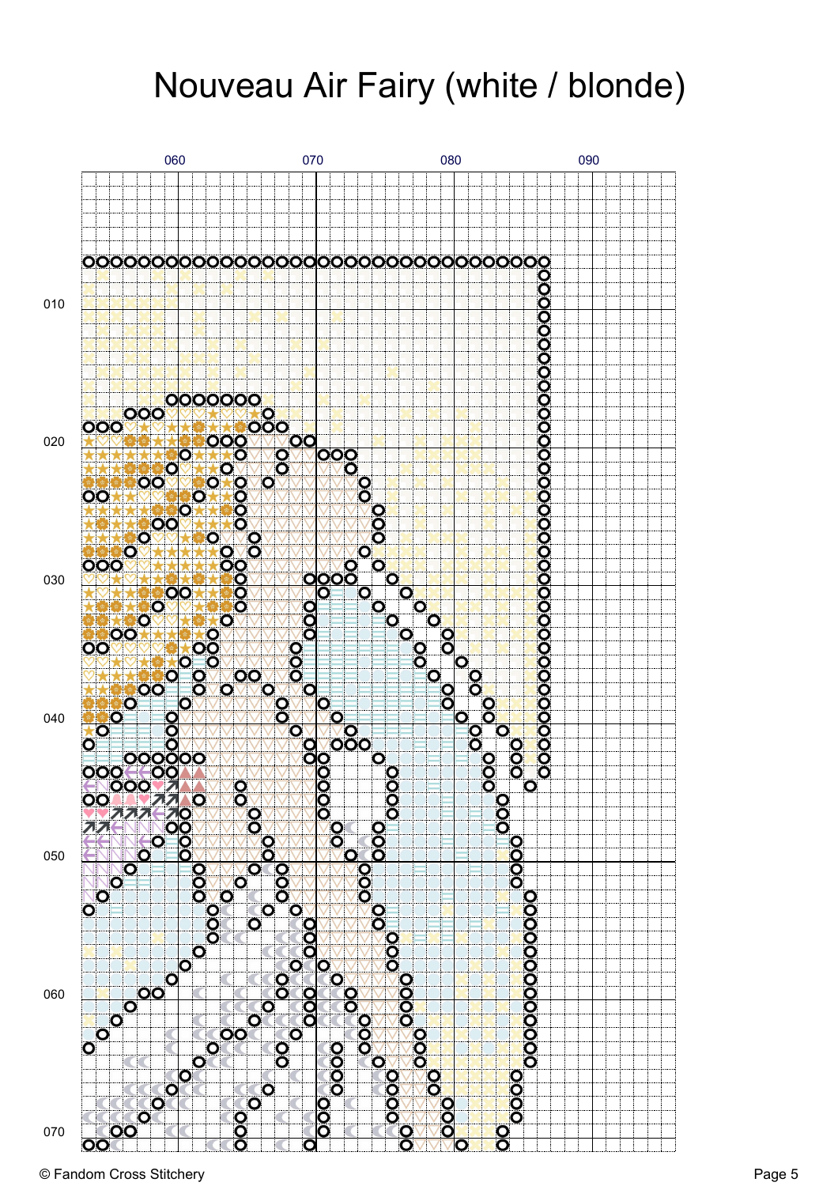# Nouveau Air Fairy (white / blonde)

060 070 080 090

010

020

030

040

050

060

070

© Fandom Cross Stitchery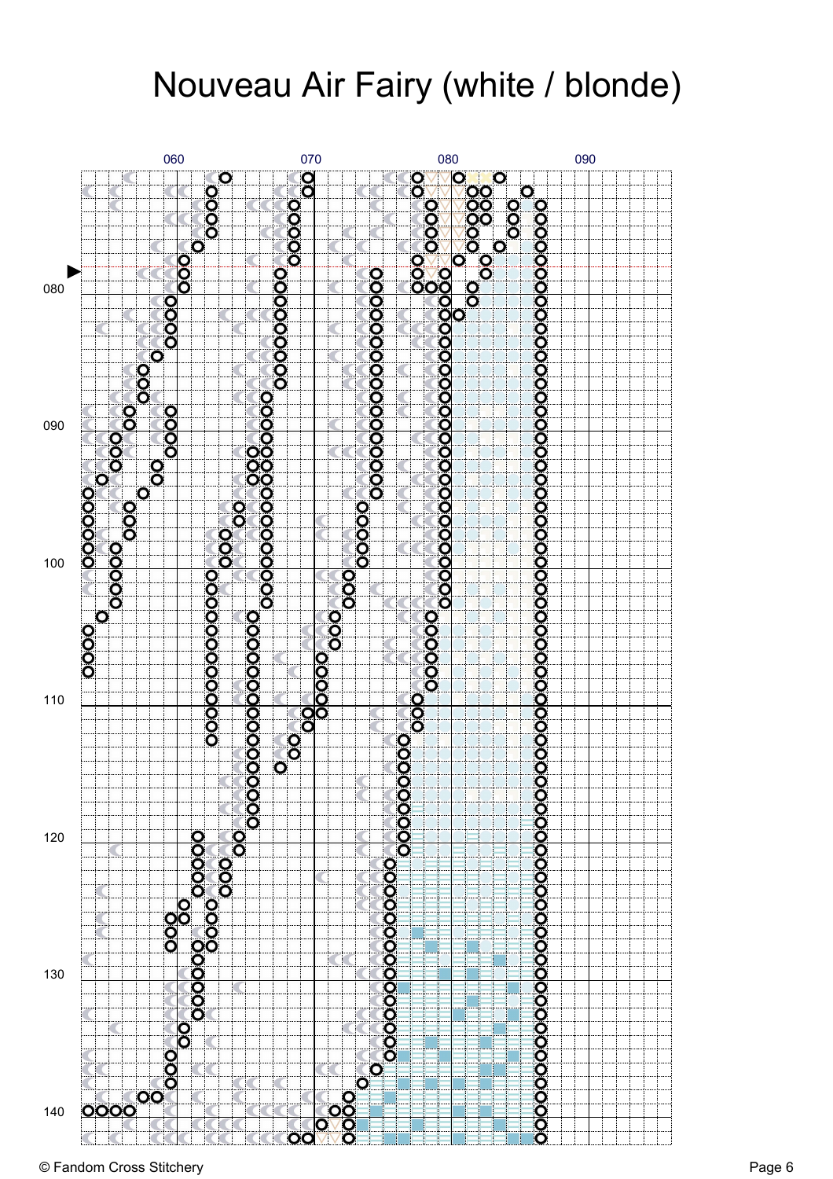# Nouveau Air Fairy (white / blonde)

060 070 080 090

080

090

100

110

120

130

140

© Fandom Cross Stitchery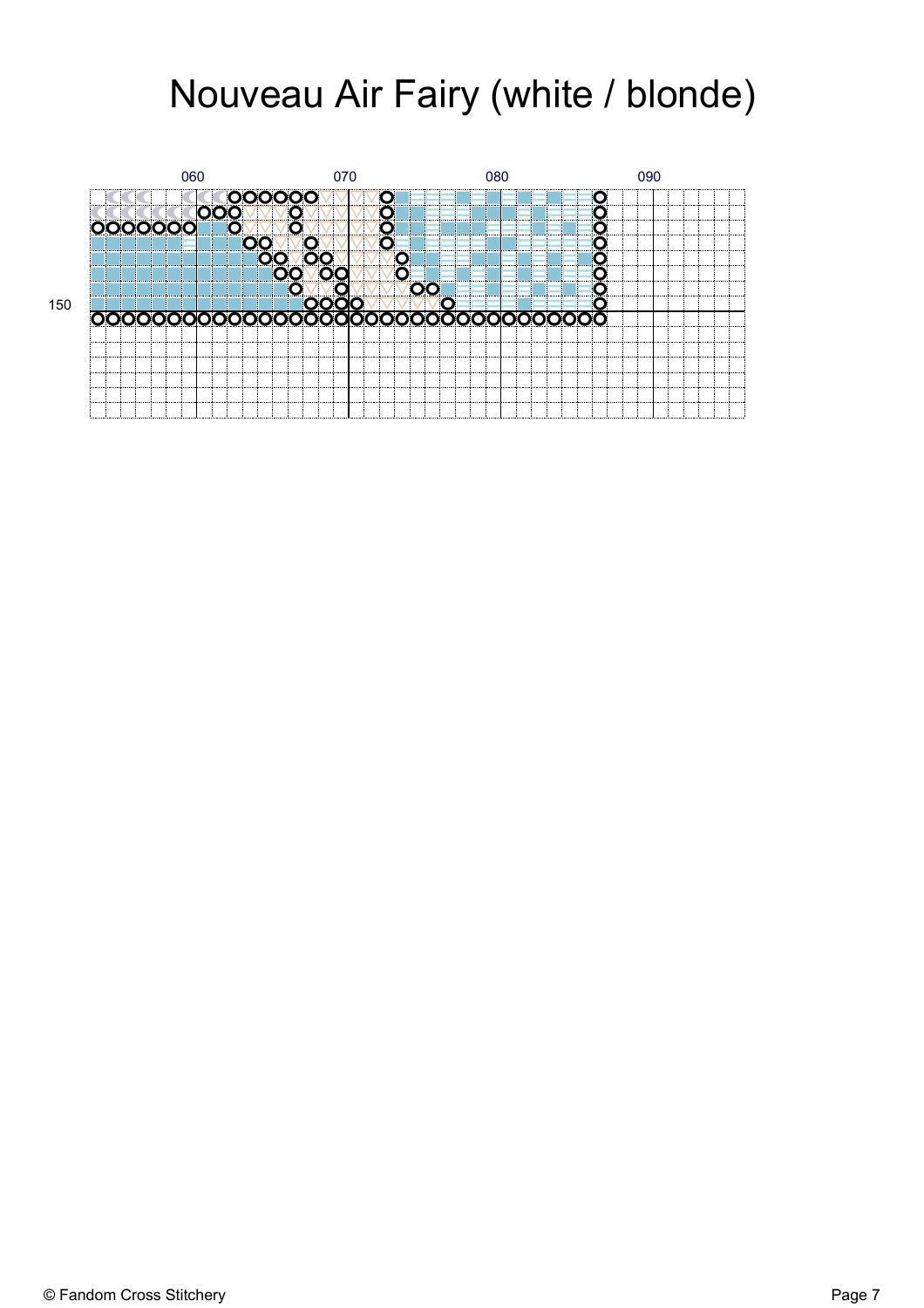# Nouveau Air Fairy (white / blonde)

060 070 080 090

150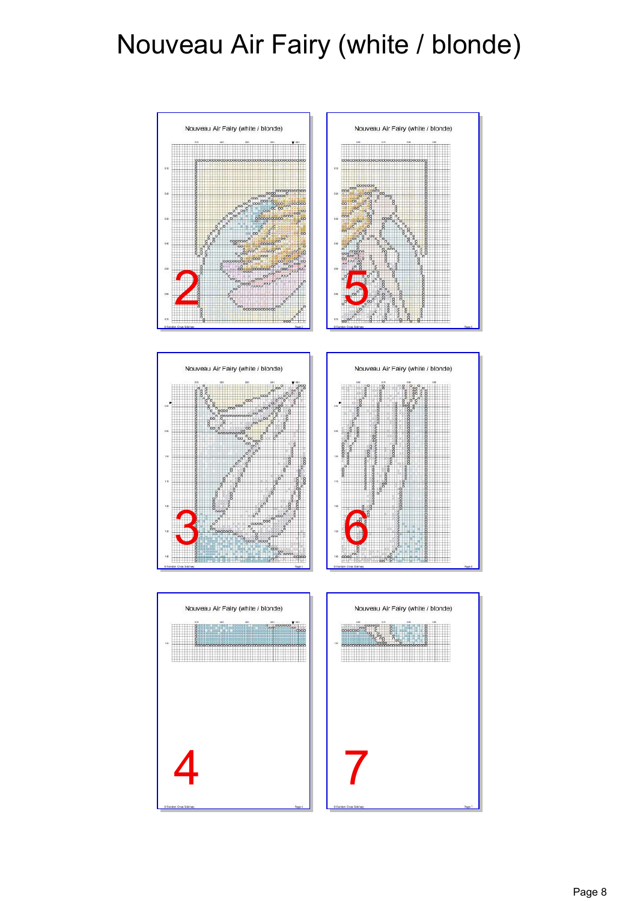# Nouveau Air Fairy (white / blonde)

2

5

3

6

4

7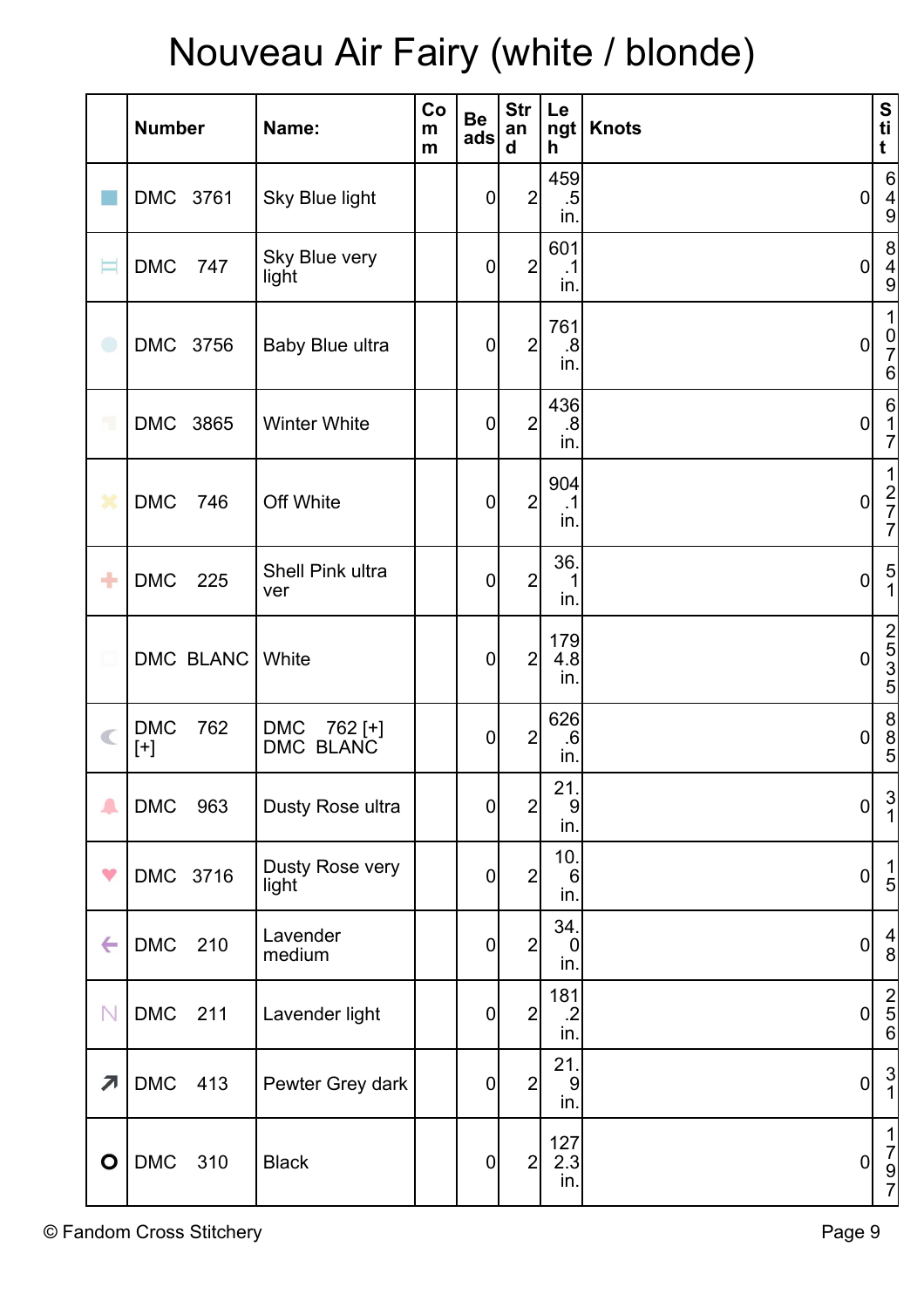# Nouveau Air Fairy (white / blonde)

| | Number | Name: | Comm | Beads | Strand | Length | Knots | Stit |
|---|---|---|---|---|---|---|---|---|
| | DMC 3761 | Sky Blue light | | 0 | 2 | 459.5 in. | 0 | 649 |
| | DMC 747 | Sky Blue very light | | 0 | 2 | 601.1 in. | 0 | 849 |
| | DMC 3756 | Baby Blue ultra | | 0 | 2 | 761.8 in. | 0 | 1076 |
| | DMC 3865 | Winter White | | 0 | 2 | 436.8 in. | 0 | 617 |
| | DMC 746 | Off White | | 0 | 2 | 904.1 in. | 0 | 1277 |
| | DMC 225 | Shell Pink ultra ver | | 0 | 2 | 36.1 in. | 0 | 51 |
| | DMC BLANC | White | | 0 | 2 | 1794.8 in. | 0 | 2535 |
| | DMC 762 [+] | DMC 762 [+] DMC BLANC | | 0 | 2 | 626.6 in. | 0 | 885 |
| | DMC 963 | Dusty Rose ultra | | 0 | 2 | 21.9 in. | 0 | 31 |
| | DMC 3716 | Dusty Rose very light | | 0 | 2 | 10.6 in. | 0 | 15 |
| | DMC 210 | Lavender medium | | 0 | 2 | 34.0 in. | 0 | 48 |
| | DMC 211 | Lavender light | | 0 | 2 | 181.2 in. | 0 | 256 |
| | DMC 413 | Pewter Grey dark | | 0 | 2 | 21.9 in. | 0 | 31 |
| | DMC 310 | Black | | 0 | 2 | 1272.3 in. | 0 | 1797 |

© Fandom Cross Stitchery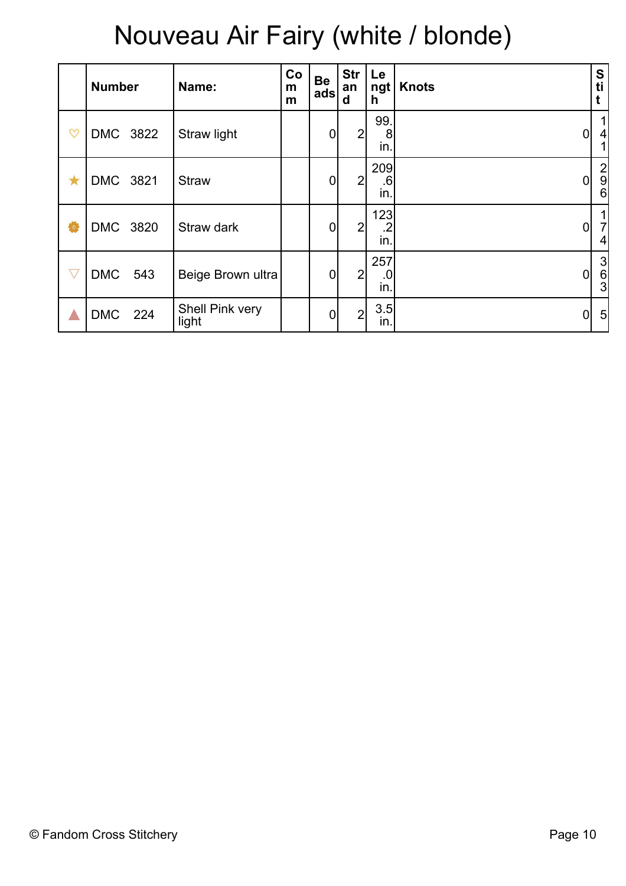# Nouveau Air Fairy (white / blonde)

| | Number | Name: | Comm | Beads | Strand | Length | Knots | Stit |
|---|---|---|---|---|---|---|---|---|
| ♡ | DMC 3822 | Straw light | | 0 | 2 | 99.8 in. | 0 | 141 |
| ★ | DMC 3821 | Straw | | 0 | 2 | 209.6 in. | 0 | 296 |
| ✿ | DMC 3820 | Straw dark | | 0 | 2 | 123.2 in. | 0 | 174 |
| ▽ | DMC 543 | Beige Brown ultra | | 0 | 2 | 257.0 in. | 0 | 363 |
| ▲ | DMC 224 | Shell Pink very light | | 0 | 2 | 3.5 in. | 0 | 5 |

© Fandom Cross Stitchery